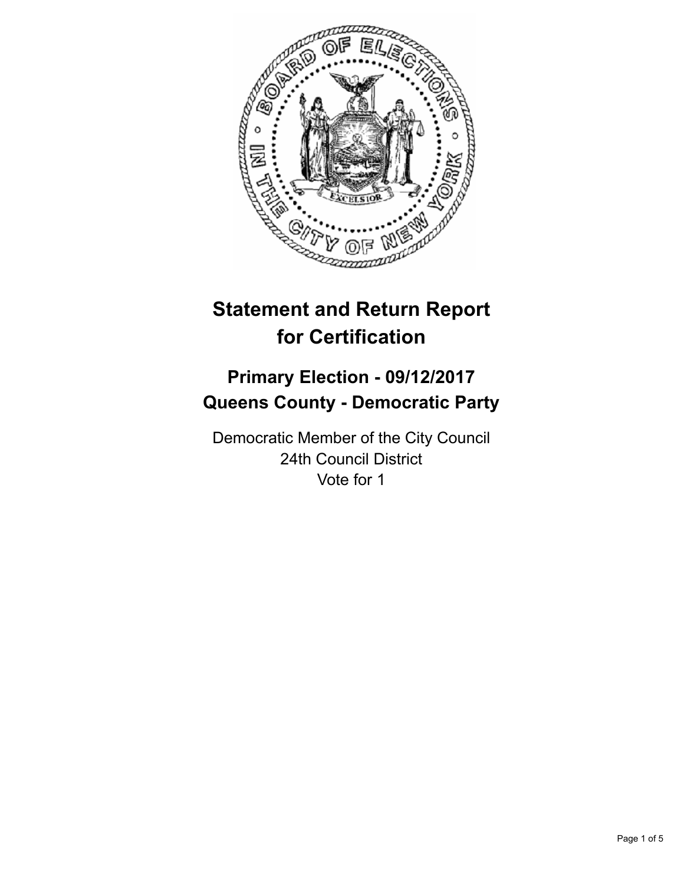# Statement and Return Report for Certification

## Primary Election - 09/12/2017
## Queens County - Democratic Party

Democratic Member of the City Council
24th Council District
Vote for 1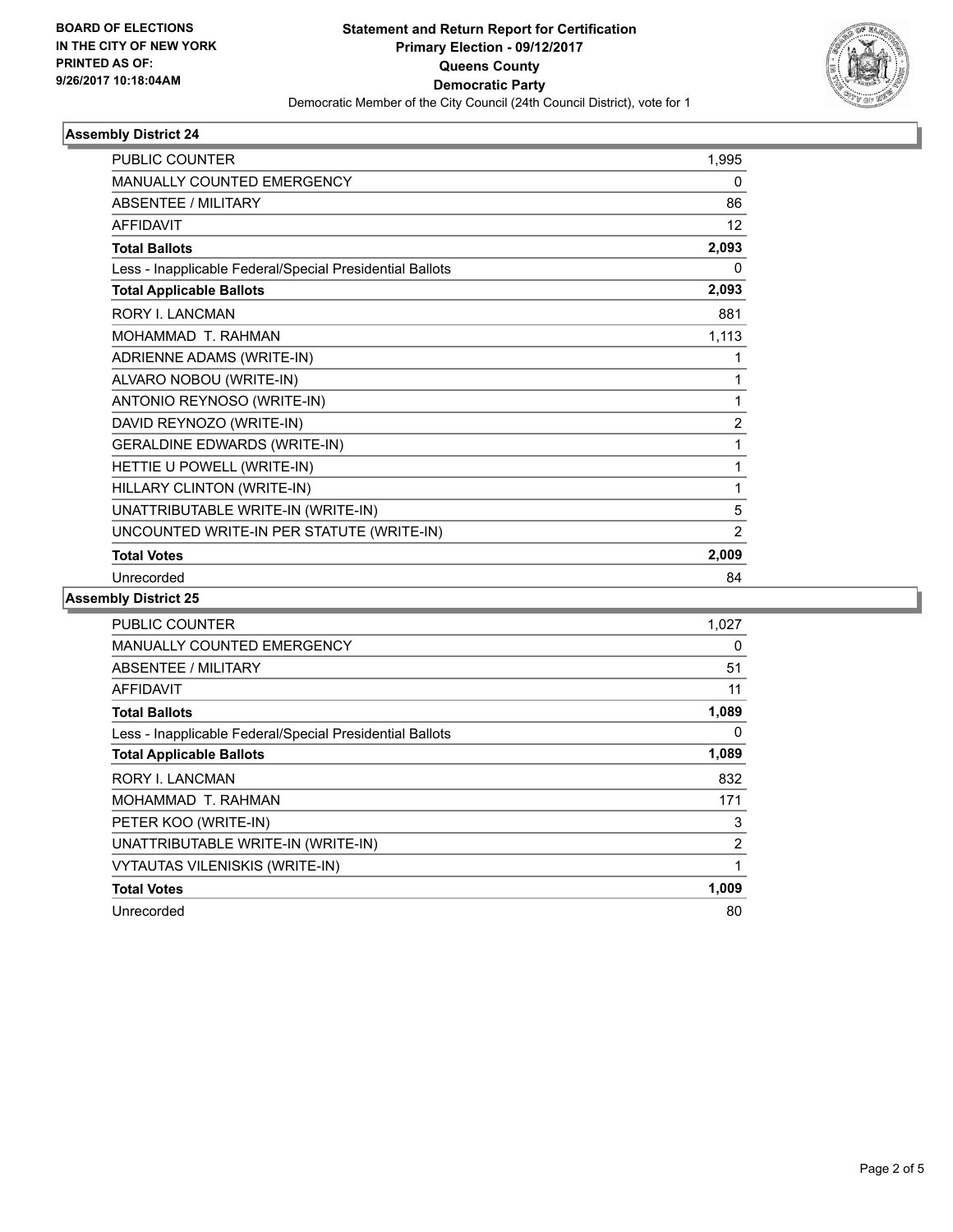**BOARD OF ELECTIONS IN THE CITY OF NEW YORK PRINTED AS OF: 9/26/2017 10:18:04AM**

**Statement and Return Report for Certification**
**Primary Election - 09/12/2017**
**Queens County**
**Democratic Party**
Democratic Member of the City Council (24th Council District), vote for 1

## Assembly District 24

| | |
|---|---|
| PUBLIC COUNTER | 1,995 |
| MANUALLY COUNTED EMERGENCY | 0 |
| ABSENTEE / MILITARY | 86 |
| AFFIDAVIT | 12 |
| **Total Ballots** | **2,093** |
| Less - Inapplicable Federal/Special Presidential Ballots | 0 |
| **Total Applicable Ballots** | **2,093** |
| RORY I. LANCMAN | 881 |
| MOHAMMAD T. RAHMAN | 1,113 |
| ADRIENNE ADAMS (WRITE-IN) | 1 |
| ALVARO NOBOU (WRITE-IN) | 1 |
| ANTONIO REYNOSO (WRITE-IN) | 1 |
| DAVID REYNOZO (WRITE-IN) | 2 |
| GERALDINE EDWARDS (WRITE-IN) | 1 |
| HETTIE U POWELL (WRITE-IN) | 1 |
| HILLARY CLINTON (WRITE-IN) | 1 |
| UNATTRIBUTABLE WRITE-IN (WRITE-IN) | 5 |
| UNCOUNTED WRITE-IN PER STATUTE (WRITE-IN) | 2 |
| **Total Votes** | **2,009** |
| Unrecorded | 84 |

## Assembly District 25

| | |
|---|---|
| PUBLIC COUNTER | 1,027 |
| MANUALLY COUNTED EMERGENCY | 0 |
| ABSENTEE / MILITARY | 51 |
| AFFIDAVIT | 11 |
| **Total Ballots** | **1,089** |
| Less - Inapplicable Federal/Special Presidential Ballots | 0 |
| **Total Applicable Ballots** | **1,089** |
| RORY I. LANCMAN | 832 |
| MOHAMMAD T. RAHMAN | 171 |
| PETER KOO (WRITE-IN) | 3 |
| UNATTRIBUTABLE WRITE-IN (WRITE-IN) | 2 |
| VYTAUTAS VILENISKIS (WRITE-IN) | 1 |
| **Total Votes** | **1,009** |
| Unrecorded | 80 |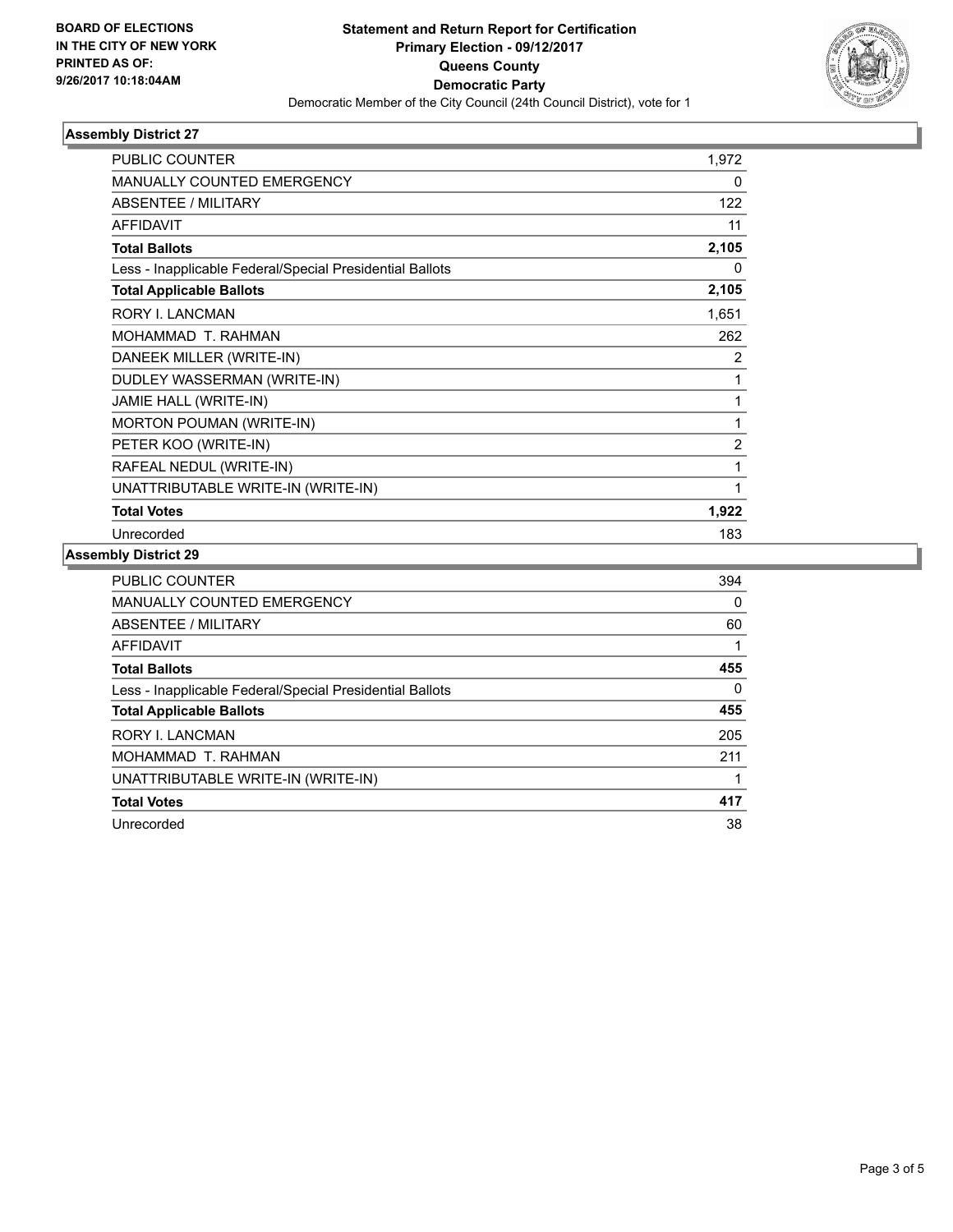**BOARD OF ELECTIONS IN THE CITY OF NEW YORK PRINTED AS OF: 9/26/2017 10:18:04AM**

# Statement and Return Report for Certification
## Primary Election - 09/12/2017
## Queens County
## Democratic Party

Democratic Member of the City Council (24th Council District), vote for 1

### Assembly District 27

| | |
|---|---|
| PUBLIC COUNTER | 1,972 |
| MANUALLY COUNTED EMERGENCY | 0 |
| ABSENTEE / MILITARY | 122 |
| AFFIDAVIT | 11 |
| **Total Ballots** | **2,105** |
| Less - Inapplicable Federal/Special Presidential Ballots | 0 |
| **Total Applicable Ballots** | **2,105** |
| RORY I. LANCMAN | 1,651 |
| MOHAMMAD T. RAHMAN | 262 |
| DANEEK MILLER (WRITE-IN) | 2 |
| DUDLEY WASSERMAN (WRITE-IN) | 1 |
| JAMIE HALL (WRITE-IN) | 1 |
| MORTON POUMAN (WRITE-IN) | 1 |
| PETER KOO (WRITE-IN) | 2 |
| RAFEAL NEDUL (WRITE-IN) | 1 |
| UNATTRIBUTABLE WRITE-IN (WRITE-IN) | 1 |
| **Total Votes** | **1,922** |
| Unrecorded | 183 |

### Assembly District 29

| | |
|---|---|
| PUBLIC COUNTER | 394 |
| MANUALLY COUNTED EMERGENCY | 0 |
| ABSENTEE / MILITARY | 60 |
| AFFIDAVIT | 1 |
| **Total Ballots** | **455** |
| Less - Inapplicable Federal/Special Presidential Ballots | 0 |
| **Total Applicable Ballots** | **455** |
| RORY I. LANCMAN | 205 |
| MOHAMMAD T. RAHMAN | 211 |
| UNATTRIBUTABLE WRITE-IN (WRITE-IN) | 1 |
| **Total Votes** | **417** |
| Unrecorded | 38 |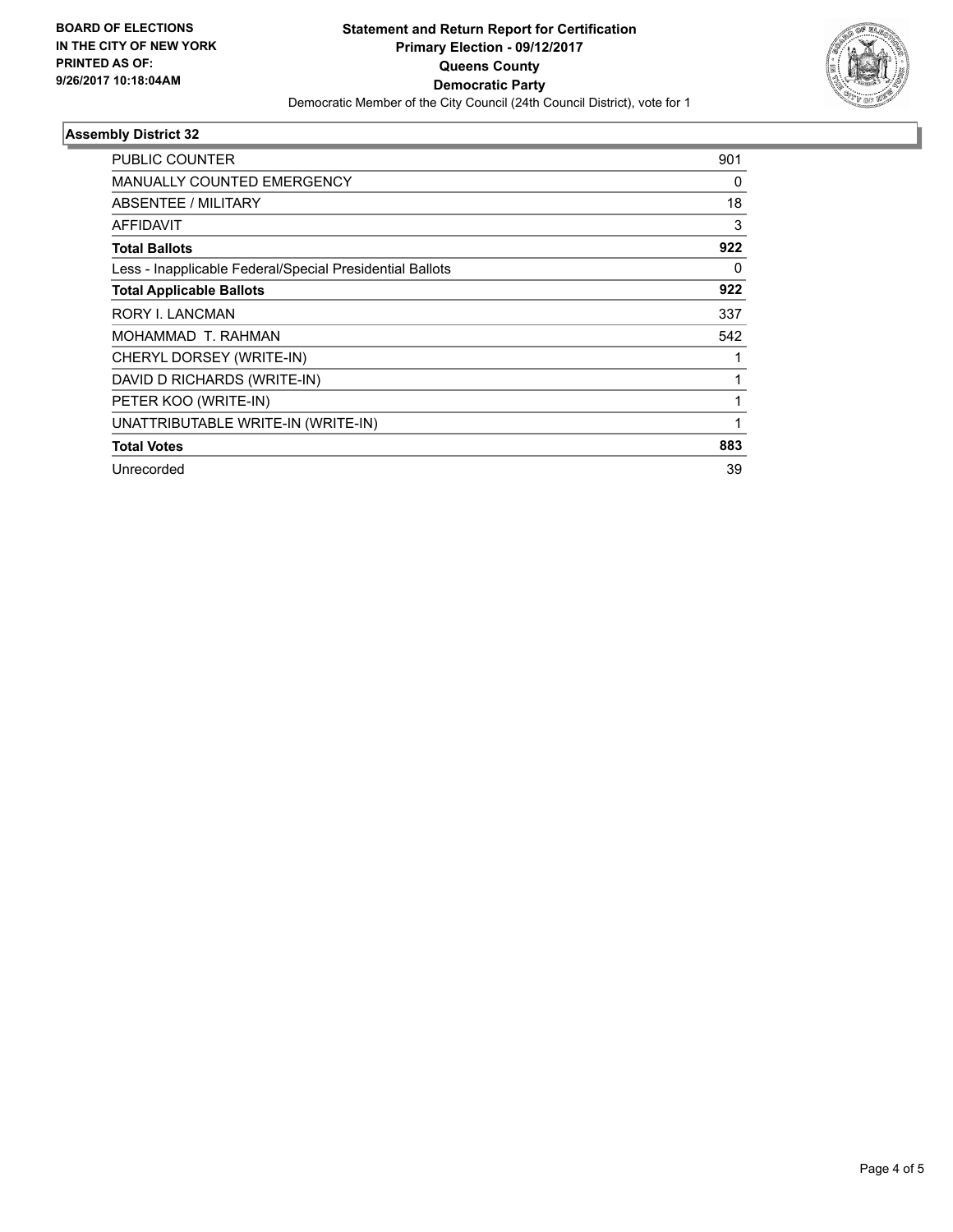**BOARD OF ELECTIONS IN THE CITY OF NEW YORK PRINTED AS OF: 9/26/2017 10:18:04AM**

**Statement and Return Report for Certification**
**Primary Election - 09/12/2017**
**Queens County**
**Democratic Party**
Democratic Member of the City Council (24th Council District), vote for 1

**Assembly District 32**

| | |
|---|---|
| PUBLIC COUNTER | 901 |
| MANUALLY COUNTED EMERGENCY | 0 |
| ABSENTEE / MILITARY | 18 |
| AFFIDAVIT | 3 |
| **Total Ballots** | **922** |
| Less - Inapplicable Federal/Special Presidential Ballots | 0 |
| **Total Applicable Ballots** | **922** |
| RORY I. LANCMAN | 337 |
| MOHAMMAD T. RAHMAN | 542 |
| CHERYL DORSEY (WRITE-IN) | 1 |
| DAVID D RICHARDS (WRITE-IN) | 1 |
| PETER KOO (WRITE-IN) | 1 |
| UNATTRIBUTABLE WRITE-IN (WRITE-IN) | 1 |
| **Total Votes** | **883** |
| Unrecorded | 39 |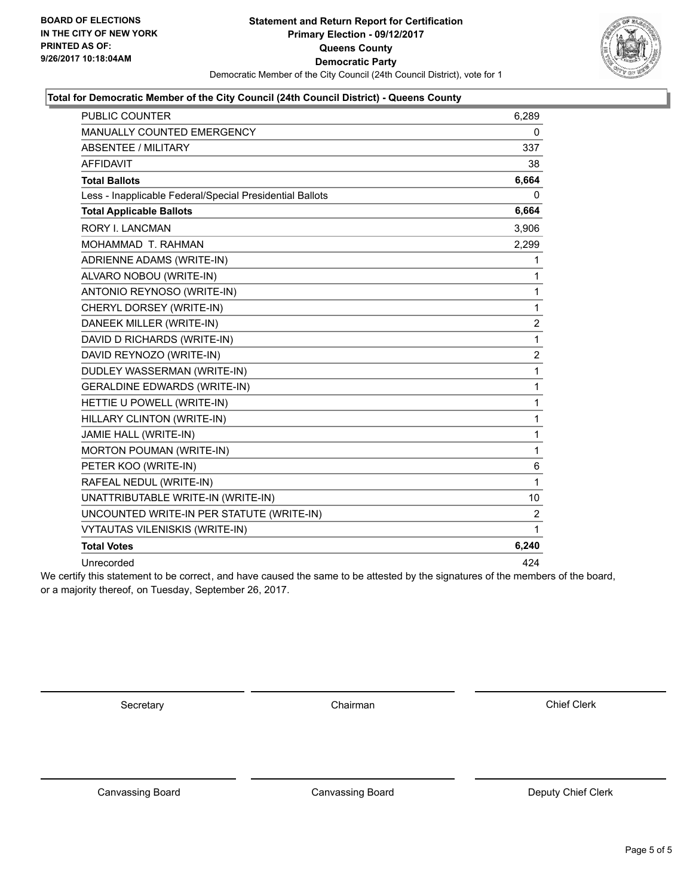**BOARD OF ELECTIONS IN THE CITY OF NEW YORK PRINTED AS OF: 9/26/2017 10:18:04AM**

**Statement and Return Report for Certification**
**Primary Election - 09/12/2017**
**Queens County**
**Democratic Party**
Democratic Member of the City Council (24th Council District), vote for 1

### Total for Democratic Member of the City Council (24th Council District) - Queens County

| | |
|---|---|
| PUBLIC COUNTER | 6,289 |
| MANUALLY COUNTED EMERGENCY | 0 |
| ABSENTEE / MILITARY | 337 |
| AFFIDAVIT | 38 |
| **Total Ballots** | **6,664** |
| Less - Inapplicable Federal/Special Presidential Ballots | 0 |
| **Total Applicable Ballots** | **6,664** |
| RORY I. LANCMAN | 3,906 |
| MOHAMMAD T. RAHMAN | 2,299 |
| ADRIENNE ADAMS (WRITE-IN) | 1 |
| ALVARO NOBOU (WRITE-IN) | 1 |
| ANTONIO REYNOSO (WRITE-IN) | 1 |
| CHERYL DORSEY (WRITE-IN) | 1 |
| DANEEK MILLER (WRITE-IN) | 2 |
| DAVID D RICHARDS (WRITE-IN) | 1 |
| DAVID REYNOZO (WRITE-IN) | 2 |
| DUDLEY WASSERMAN (WRITE-IN) | 1 |
| GERALDINE EDWARDS (WRITE-IN) | 1 |
| HETTIE U POWELL (WRITE-IN) | 1 |
| HILLARY CLINTON (WRITE-IN) | 1 |
| JAMIE HALL (WRITE-IN) | 1 |
| MORTON POUMAN (WRITE-IN) | 1 |
| PETER KOO (WRITE-IN) | 6 |
| RAFEAL NEDUL (WRITE-IN) | 1 |
| UNATTRIBUTABLE WRITE-IN (WRITE-IN) | 10 |
| UNCOUNTED WRITE-IN PER STATUTE (WRITE-IN) | 2 |
| VYTAUTAS VILENISKIS (WRITE-IN) | 1 |
| **Total Votes** | **6,240** |
| Unrecorded | 424 |

We certify this statement to be correct, and have caused the same to be attested by the signatures of the members of the board, or a majority thereof, on Tuesday, September 26, 2017.

Secretary | Chairman | Chief Clerk

Canvassing Board | Canvassing Board | Deputy Chief Clerk